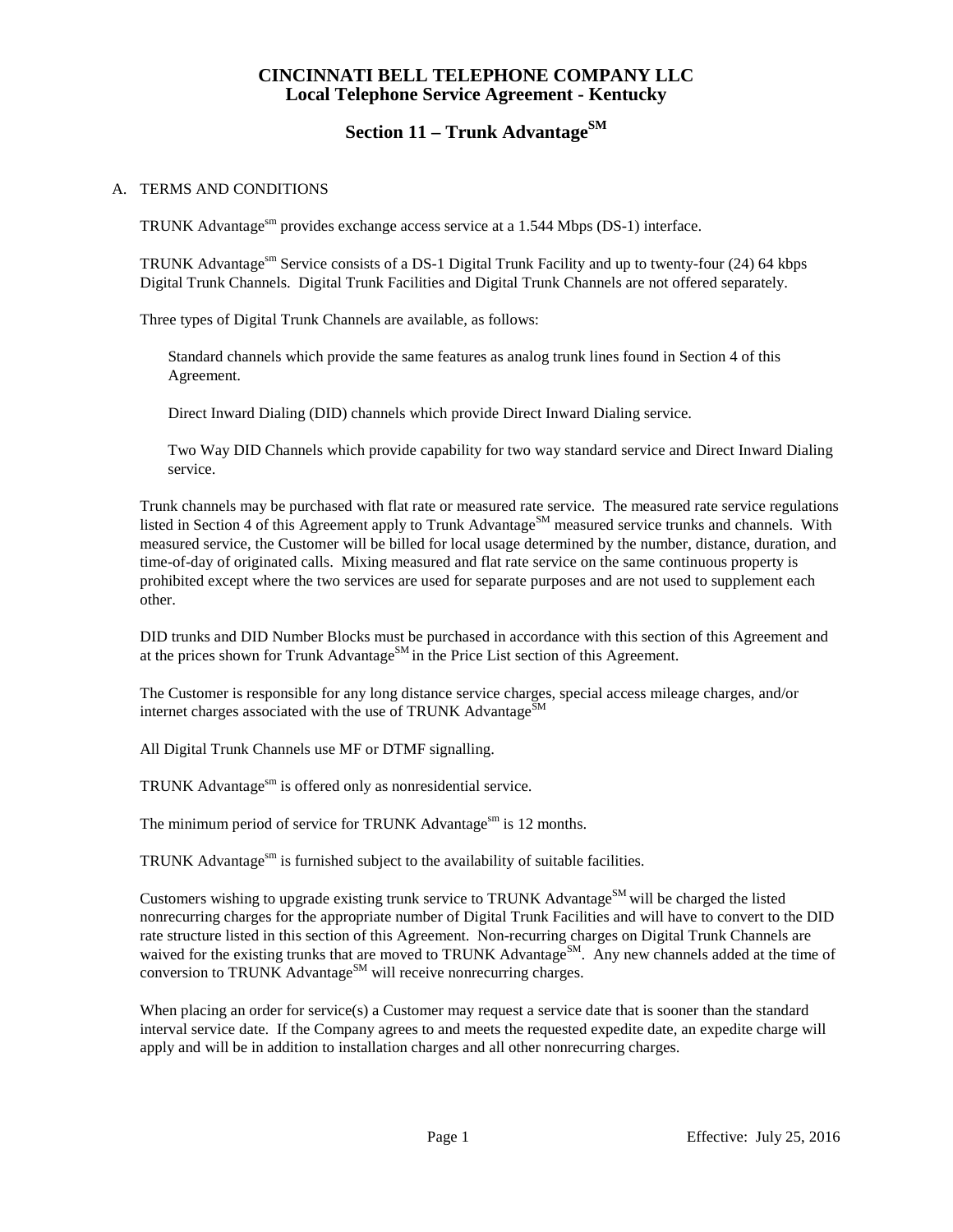# CINCINNATI BELL TELEPHONE COMPANY LLC
## Local Telephone Service Agreement - Kentucky

## Section 11 – Trunk Advantage[SM]

A. TERMS AND CONDITIONS

TRUNK Advantage[sm] provides exchange access service at a 1.544 Mbps (DS-1) interface.

TRUNK Advantage[sm] Service consists of a DS-1 Digital Trunk Facility and up to twenty-four (24) 64 kbps Digital Trunk Channels. Digital Trunk Facilities and Digital Trunk Channels are not offered separately.

Three types of Digital Trunk Channels are available, as follows:

Standard channels which provide the same features as analog trunk lines found in Section 4 of this Agreement.

Direct Inward Dialing (DID) channels which provide Direct Inward Dialing service.

Two Way DID Channels which provide capability for two way standard service and Direct Inward Dialing service.

Trunk channels may be purchased with flat rate or measured rate service. The measured rate service regulations listed in Section 4 of this Agreement apply to Trunk Advantage[SM] measured service trunks and channels. With measured service, the Customer will be billed for local usage determined by the number, distance, duration, and time-of-day of originated calls. Mixing measured and flat rate service on the same continuous property is prohibited except where the two services are used for separate purposes and are not used to supplement each other.

DID trunks and DID Number Blocks must be purchased in accordance with this section of this Agreement and at the prices shown for Trunk Advantage[SM] in the Price List section of this Agreement.

The Customer is responsible for any long distance service charges, special access mileage charges, and/or internet charges associated with the use of TRUNK Advantage[SM]

All Digital Trunk Channels use MF or DTMF signalling.

TRUNK Advantage[sm] is offered only as nonresidential service.

The minimum period of service for TRUNK Advantage[sm] is 12 months.

TRUNK Advantage[sm] is furnished subject to the availability of suitable facilities.

Customers wishing to upgrade existing trunk service to TRUNK Advantage[SM] will be charged the listed nonrecurring charges for the appropriate number of Digital Trunk Facilities and will have to convert to the DID rate structure listed in this section of this Agreement. Non-recurring charges on Digital Trunk Channels are waived for the existing trunks that are moved to TRUNK Advantage[SM]. Any new channels added at the time of conversion to TRUNK Advantage[SM] will receive nonrecurring charges.

When placing an order for service(s) a Customer may request a service date that is sooner than the standard interval service date. If the Company agrees to and meets the requested expedite date, an expedite charge will apply and will be in addition to installation charges and all other nonrecurring charges.

Effective: July 25, 2016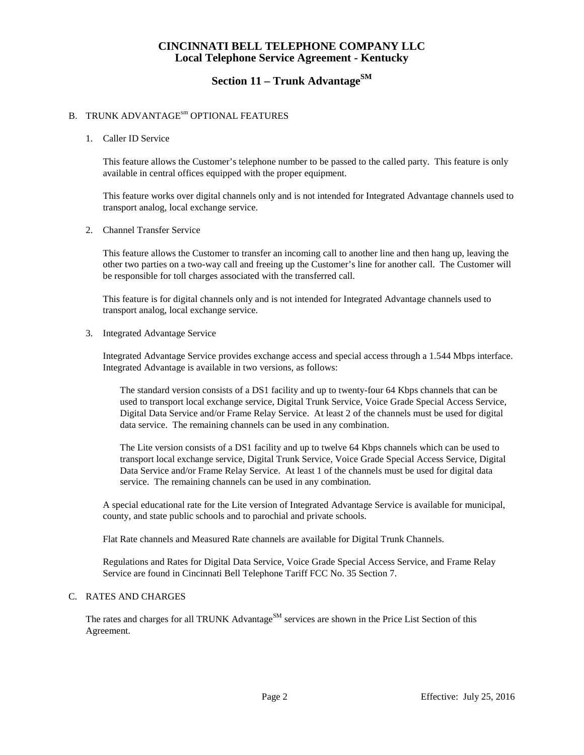# CINCINNATI BELL TELEPHONE COMPANY LLC
## Local Telephone Service Agreement - Kentucky

## Section 11 – Trunk Advantage$^{SM}$

B. TRUNK ADVANTAGE$^{sm}$ OPTIONAL FEATURES

1. Caller ID Service

   This feature allows the Customer's telephone number to be passed to the called party. This feature is only available in central offices equipped with the proper equipment.

   This feature works over digital channels only and is not intended for Integrated Advantage channels used to transport analog, local exchange service.

2. Channel Transfer Service

   This feature allows the Customer to transfer an incoming call to another line and then hang up, leaving the other two parties on a two-way call and freeing up the Customer's line for another call. The Customer will be responsible for toll charges associated with the transferred call.

   This feature is for digital channels only and is not intended for Integrated Advantage channels used to transport analog, local exchange service.

3. Integrated Advantage Service

   Integrated Advantage Service provides exchange access and special access through a 1.544 Mbps interface. Integrated Advantage is available in two versions, as follows:

   The standard version consists of a DS1 facility and up to twenty-four 64 Kbps channels that can be used to transport local exchange service, Digital Trunk Service, Voice Grade Special Access Service, Digital Data Service and/or Frame Relay Service. At least 2 of the channels must be used for digital data service. The remaining channels can be used in any combination.

   The Lite version consists of a DS1 facility and up to twelve 64 Kbps channels which can be used to transport local exchange service, Digital Trunk Service, Voice Grade Special Access Service, Digital Data Service and/or Frame Relay Service. At least 1 of the channels must be used for digital data service. The remaining channels can be used in any combination.

   A special educational rate for the Lite version of Integrated Advantage Service is available for municipal, county, and state public schools and to parochial and private schools.

   Flat Rate channels and Measured Rate channels are available for Digital Trunk Channels.

   Regulations and Rates for Digital Data Service, Voice Grade Special Access Service, and Frame Relay Service are found in Cincinnati Bell Telephone Tariff FCC No. 35 Section 7.

C. RATES AND CHARGES

The rates and charges for all TRUNK Advantage$^{SM}$ services are shown in the Price List Section of this Agreement.

Effective: July 25, 2016